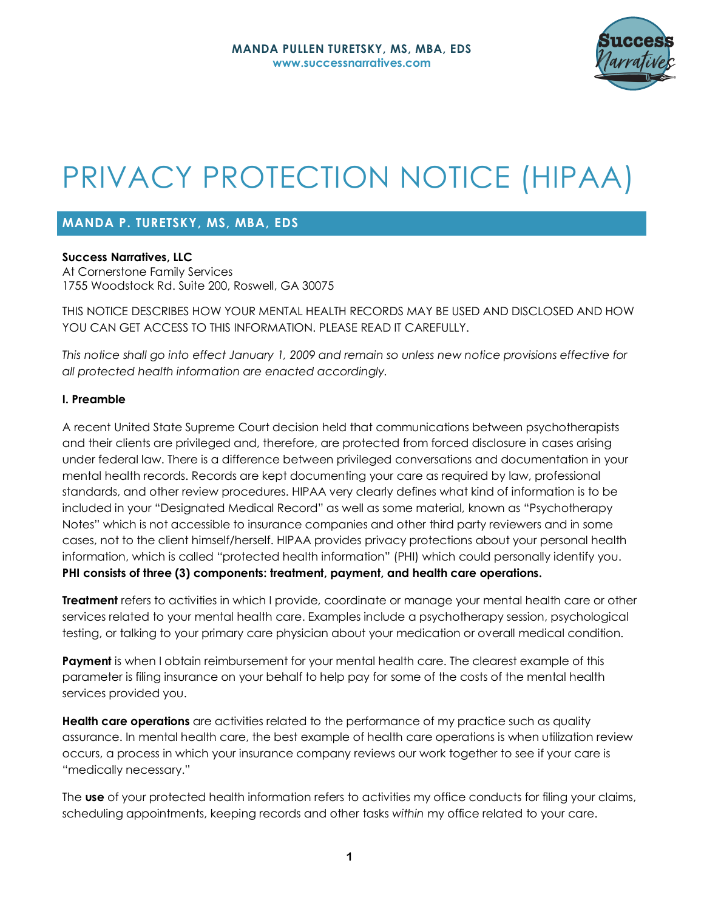**MANDA PULLEN TURETSKY, MS, MBA, EDS**
**www.successnarratives.com**

# PRIVACY PROTECTION NOTICE (HIPAA)

## MANDA P. TURETSKY, MS, MBA, EDS

**Success Narratives, LLC**
At Cornerstone Family Services
1755 Woodstock Rd. Suite 200, Roswell, GA 30075

THIS NOTICE DESCRIBES HOW YOUR MENTAL HEALTH RECORDS MAY BE USED AND DISCLOSED AND HOW YOU CAN GET ACCESS TO THIS INFORMATION. PLEASE READ IT CAREFULLY.

*This notice shall go into effect January 1, 2009 and remain so unless new notice provisions effective for all protected health information are enacted accordingly.*

### I. Preamble

A recent United State Supreme Court decision held that communications between psychotherapists and their clients are privileged and, therefore, are protected from forced disclosure in cases arising under federal law. There is a difference between privileged conversations and documentation in your mental health records. Records are kept documenting your care as required by law, professional standards, and other review procedures. HIPAA very clearly defines what kind of information is to be included in your "Designated Medical Record" as well as some material, known as "Psychotherapy Notes" which is not accessible to insurance companies and other third party reviewers and in some cases, not to the client himself/herself. HIPAA provides privacy protections about your personal health information, which is called "protected health information" (PHI) which could personally identify you. **PHI consists of three (3) components: treatment, payment, and health care operations.**

**Treatment** refers to activities in which I provide, coordinate or manage your mental health care or other services related to your mental health care. Examples include a psychotherapy session, psychological testing, or talking to your primary care physician about your medication or overall medical condition.

**Payment** is when I obtain reimbursement for your mental health care. The clearest example of this parameter is filing insurance on your behalf to help pay for some of the costs of the mental health services provided you.

**Health care operations** are activities related to the performance of my practice such as quality assurance. In mental health care, the best example of health care operations is when utilization review occurs, a process in which your insurance company reviews our work together to see if your care is "medically necessary."

The **use** of your protected health information refers to activities my office conducts for filing your claims, scheduling appointments, keeping records and other tasks *within* my office related to your care.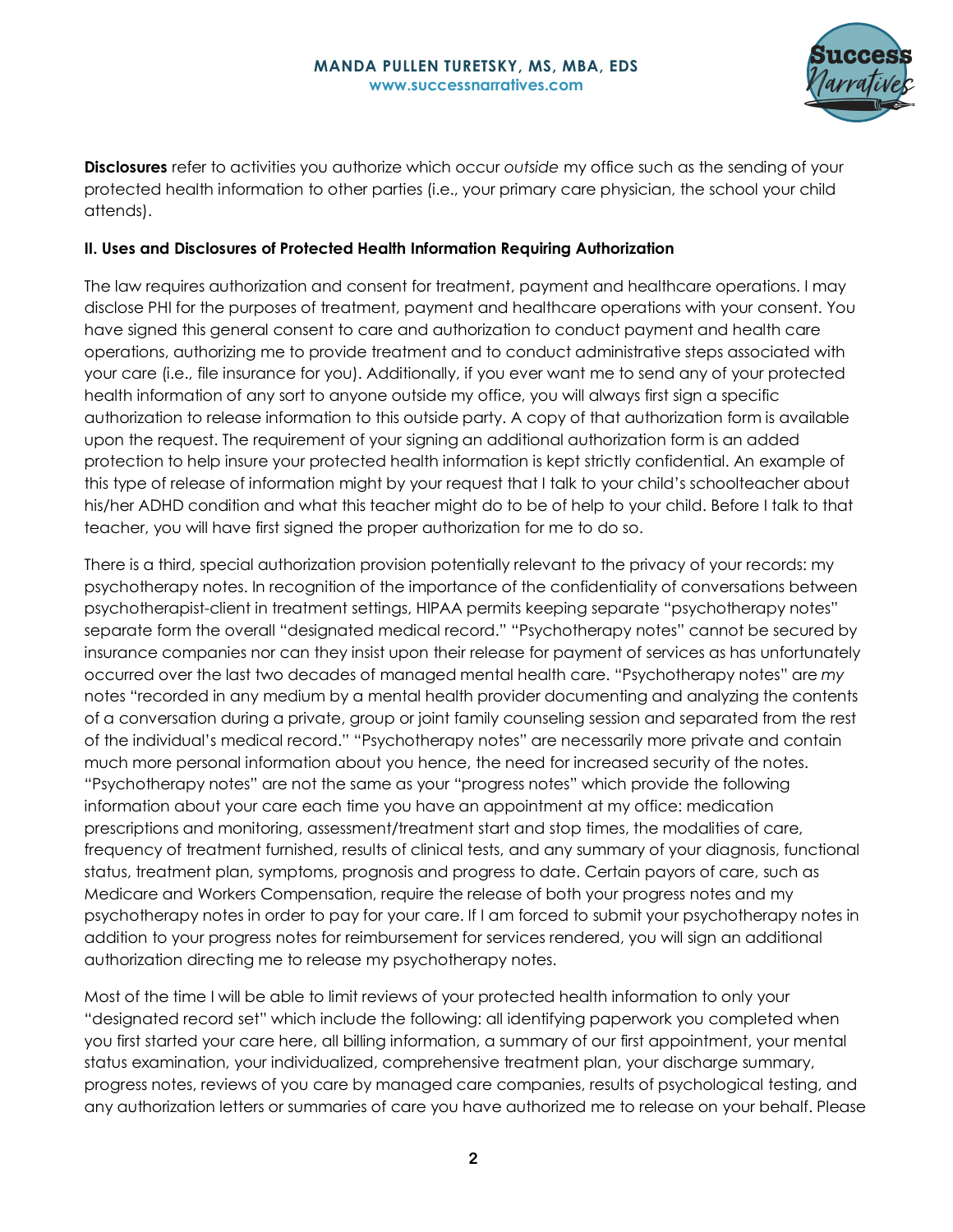**Disclosures** refer to activities you authorize which occur *outside* my office such as the sending of your protected health information to other parties (i.e., your primary care physician, the school your child attends).

**II. Uses and Disclosures of Protected Health Information Requiring Authorization**

The law requires authorization and consent for treatment, payment and healthcare operations. I may disclose PHI for the purposes of treatment, payment and healthcare operations with your consent. You have signed this general consent to care and authorization to conduct payment and health care operations, authorizing me to provide treatment and to conduct administrative steps associated with your care (i.e., file insurance for you). Additionally, if you ever want me to send any of your protected health information of any sort to anyone outside my office, you will always first sign a specific authorization to release information to this outside party. A copy of that authorization form is available upon the request. The requirement of your signing an additional authorization form is an added protection to help insure your protected health information is kept strictly confidential. An example of this type of release of information might by your request that I talk to your child's schoolteacher about his/her ADHD condition and what this teacher might do to be of help to your child. Before I talk to that teacher, you will have first signed the proper authorization for me to do so.

There is a third, special authorization provision potentially relevant to the privacy of your records: my psychotherapy notes. In recognition of the importance of the confidentiality of conversations between psychotherapist-client in treatment settings, HIPAA permits keeping separate "psychotherapy notes" separate form the overall "designated medical record." "Psychotherapy notes" cannot be secured by insurance companies nor can they insist upon their release for payment of services as has unfortunately occurred over the last two decades of managed mental health care. "Psychotherapy notes" are *my* notes "recorded in any medium by a mental health provider documenting and analyzing the contents of a conversation during a private, group or joint family counseling session and separated from the rest of the individual's medical record." "Psychotherapy notes" are necessarily more private and contain much more personal information about you hence, the need for increased security of the notes. "Psychotherapy notes" are not the same as your "progress notes" which provide the following information about your care each time you have an appointment at my office: medication prescriptions and monitoring, assessment/treatment start and stop times, the modalities of care, frequency of treatment furnished, results of clinical tests, and any summary of your diagnosis, functional status, treatment plan, symptoms, prognosis and progress to date. Certain payors of care, such as Medicare and Workers Compensation, require the release of both your progress notes and my psychotherapy notes in order to pay for your care. If I am forced to submit your psychotherapy notes in addition to your progress notes for reimbursement for services rendered, you will sign an additional authorization directing me to release my psychotherapy notes.

Most of the time I will be able to limit reviews of your protected health information to only your "designated record set" which include the following: all identifying paperwork you completed when you first started your care here, all billing information, a summary of our first appointment, your mental status examination, your individualized, comprehensive treatment plan, your discharge summary, progress notes, reviews of you care by managed care companies, results of psychological testing, and any authorization letters or summaries of care you have authorized me to release on your behalf. Please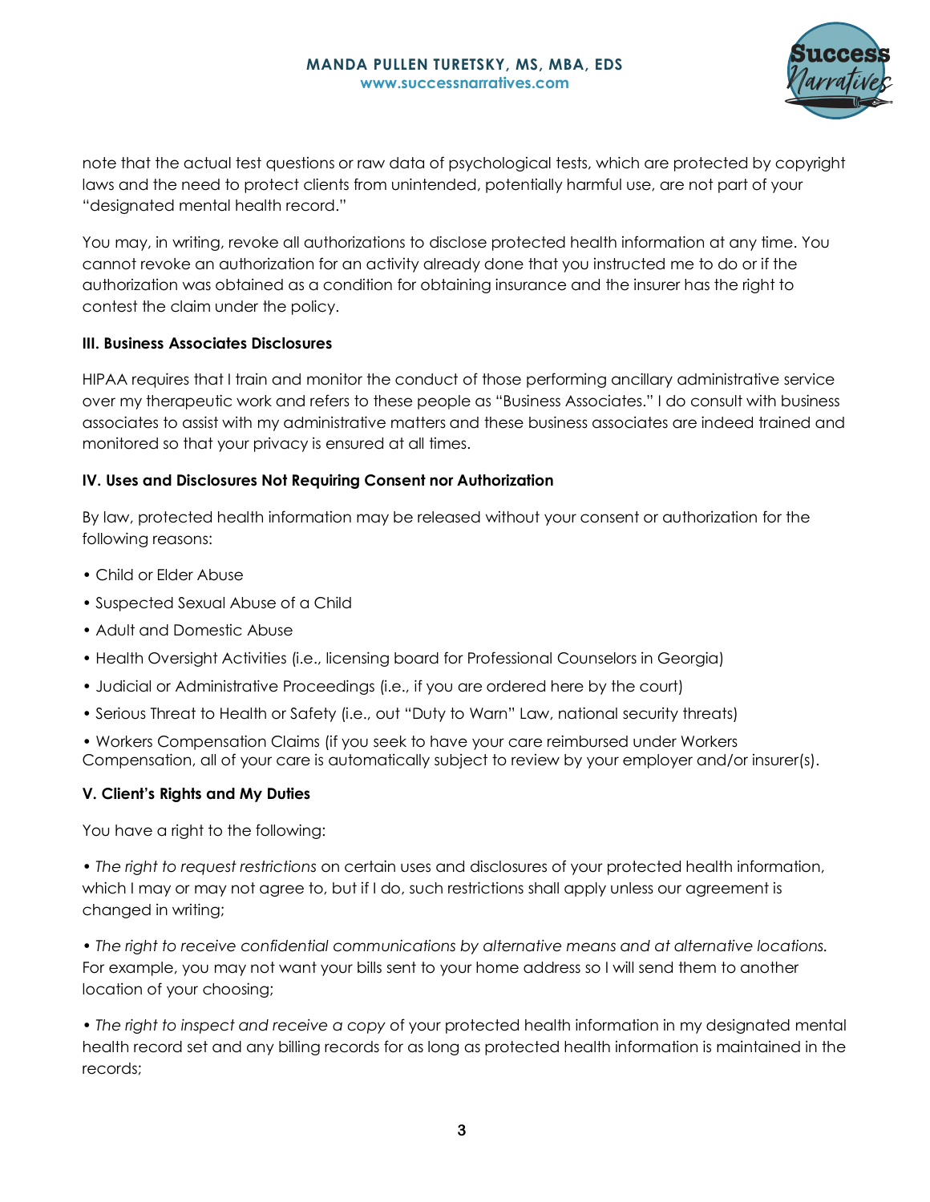note that the actual test questions or raw data of psychological tests, which are protected by copyright laws and the need to protect clients from unintended, potentially harmful use, are not part of your "designated mental health record."

You may, in writing, revoke all authorizations to disclose protected health information at any time. You cannot revoke an authorization for an activity already done that you instructed me to do or if the authorization was obtained as a condition for obtaining insurance and the insurer has the right to contest the claim under the policy.

**III. Business Associates Disclosures**

HIPAA requires that I train and monitor the conduct of those performing ancillary administrative service over my therapeutic work and refers to these people as "Business Associates." I do consult with business associates to assist with my administrative matters and these business associates are indeed trained and monitored so that your privacy is ensured at all times.

**IV. Uses and Disclosures Not Requiring Consent nor Authorization**

By law, protected health information may be released without your consent or authorization for the following reasons:

• Child or Elder Abuse

• Suspected Sexual Abuse of a Child

• Adult and Domestic Abuse

• Health Oversight Activities (i.e., licensing board for Professional Counselors in Georgia)

• Judicial or Administrative Proceedings (i.e., if you are ordered here by the court)

• Serious Threat to Health or Safety (i.e., out "Duty to Warn" Law, national security threats)

• Workers Compensation Claims (if you seek to have your care reimbursed under Workers Compensation, all of your care is automatically subject to review by your employer and/or insurer(s).

**V. Client's Rights and My Duties**

You have a right to the following:

• *The right to request restrictions* on certain uses and disclosures of your protected health information, which I may or may not agree to, but if I do, such restrictions shall apply unless our agreement is changed in writing;

• *The right to receive confidential communications by alternative means and at alternative locations.* For example, you may not want your bills sent to your home address so I will send them to another location of your choosing;

• *The right to inspect and receive a copy* of your protected health information in my designated mental health record set and any billing records for as long as protected health information is maintained in the records;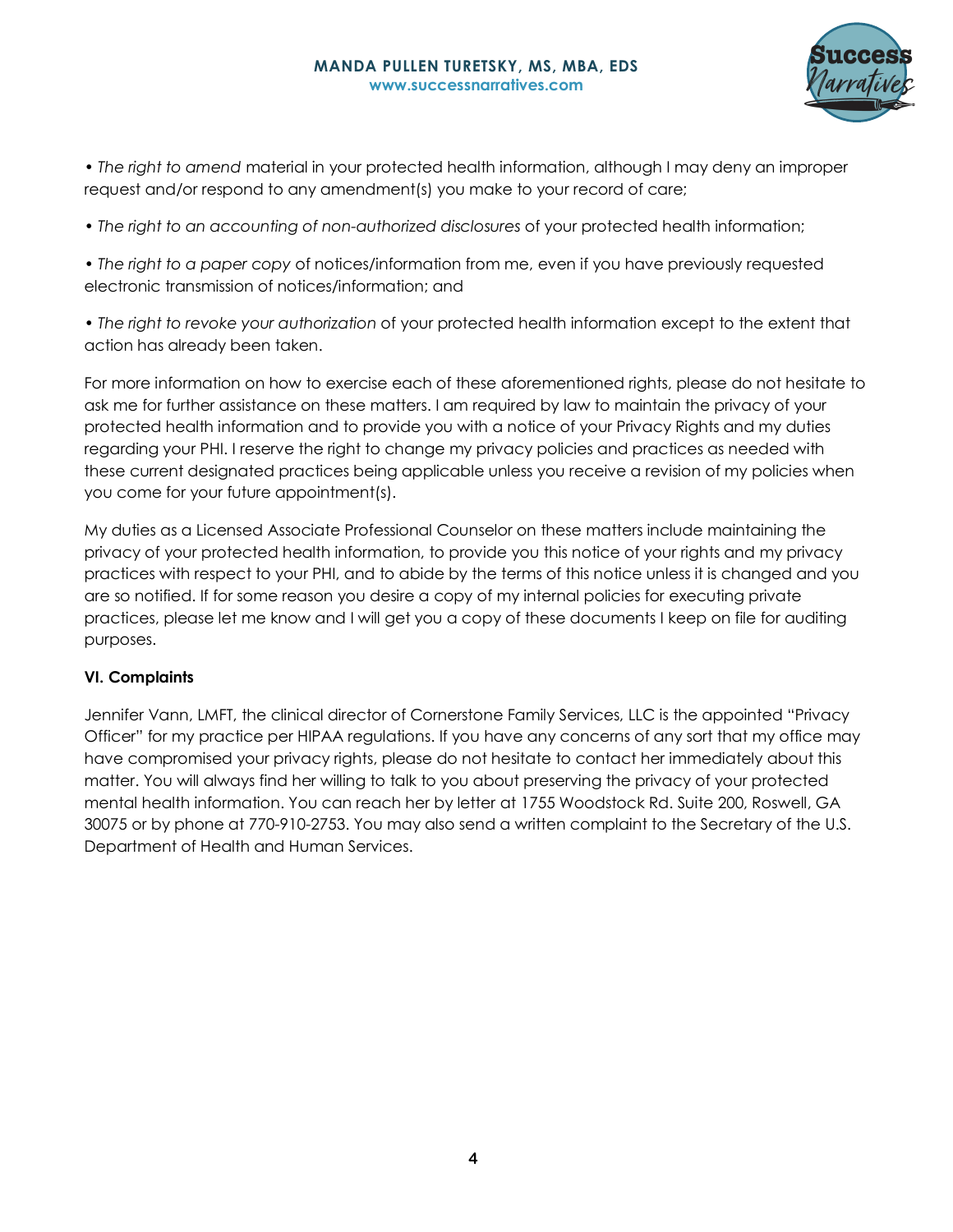• *The right to amend* material in your protected health information, although I may deny an improper request and/or respond to any amendment(s) you make to your record of care;

• *The right to an accounting of non-authorized disclosures* of your protected health information;

• *The right to a paper copy* of notices/information from me, even if you have previously requested electronic transmission of notices/information; and

• *The right to revoke your authorization* of your protected health information except to the extent that action has already been taken.

For more information on how to exercise each of these aforementioned rights, please do not hesitate to ask me for further assistance on these matters. I am required by law to maintain the privacy of your protected health information and to provide you with a notice of your Privacy Rights and my duties regarding your PHI. I reserve the right to change my privacy policies and practices as needed with these current designated practices being applicable unless you receive a revision of my policies when you come for your future appointment(s).

My duties as a Licensed Associate Professional Counselor on these matters include maintaining the privacy of your protected health information, to provide you this notice of your rights and my privacy practices with respect to your PHI, and to abide by the terms of this notice unless it is changed and you are so notified. If for some reason you desire a copy of my internal policies for executing private practices, please let me know and I will get you a copy of these documents I keep on file for auditing purposes.

**VI. Complaints**

Jennifer Vann, LMFT, the clinical director of Cornerstone Family Services, LLC is the appointed "Privacy Officer" for my practice per HIPAA regulations. If you have any concerns of any sort that my office may have compromised your privacy rights, please do not hesitate to contact her immediately about this matter. You will always find her willing to talk to you about preserving the privacy of your protected mental health information. You can reach her by letter at 1755 Woodstock Rd. Suite 200, Roswell, GA 30075 or by phone at 770-910-2753. You may also send a written complaint to the Secretary of the U.S. Department of Health and Human Services.